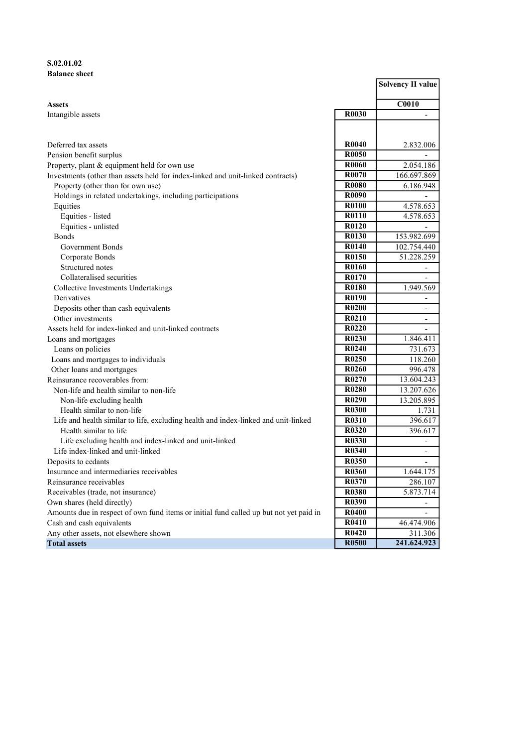**S.02.01.02**
**Balance sheet**

| | | Solvency II value |
|---|---|---|
| **Assets** | | **C0010** |
| Intangible assets | **R0030** | - |
| Deferred tax assets | **R0040** | 2.832.006 |
| Pension benefit surplus | **R0050** | - |
| Property, plant & equipment held for own use | **R0060** | 2.054.186 |
| Investments (other than assets held for index-linked and unit-linked contracts) | **R0070** | 166.697.869 |
| Property (other than for own use) | **R0080** | 6.186.948 |
| Holdings in related undertakings, including participations | **R0090** | - |
| Equities | **R0100** | 4.578.653 |
| Equities - listed | **R0110** | 4.578.653 |
| Equities - unlisted | **R0120** | - |
| Bonds | **R0130** | 153.982.699 |
| Government Bonds | **R0140** | 102.754.440 |
| Corporate Bonds | **R0150** | 51.228.259 |
| Structured notes | **R0160** | - |
| Collateralised securities | **R0170** | - |
| Collective Investments Undertakings | **R0180** | 1.949.569 |
| Derivatives | **R0190** | - |
| Deposits other than cash equivalents | **R0200** | - |
| Other investments | **R0210** | - |
| Assets held for index-linked and unit-linked contracts | **R0220** | - |
| Loans and mortgages | **R0230** | 1.846.411 |
| Loans on policies | **R0240** | 731.673 |
| Loans and mortgages to individuals | **R0250** | 118.260 |
| Other loans and mortgages | **R0260** | 996.478 |
| Reinsurance recoverables from: | **R0270** | 13.604.243 |
| Non-life and health similar to non-life | **R0280** | 13.207.626 |
| Non-life excluding health | **R0290** | 13.205.895 |
| Health similar to non-life | **R0300** | 1.731 |
| Life and health similar to life, excluding health and index-linked and unit-linked | **R0310** | 396.617 |
| Health similar to life | **R0320** | 396.617 |
| Life excluding health and index-linked and unit-linked | **R0330** | - |
| Life index-linked and unit-linked | **R0340** | - |
| Deposits to cedants | **R0350** | - |
| Insurance and intermediaries receivables | **R0360** | 1.644.175 |
| Reinsurance receivables | **R0370** | 286.107 |
| Receivables (trade, not insurance) | **R0380** | 5.873.714 |
| Own shares (held directly) | **R0390** | - |
| Amounts due in respect of own fund items or initial fund called up but not yet paid in | **R0400** | - |
| Cash and cash equivalents | **R0410** | 46.474.906 |
| Any other assets, not elsewhere shown | **R0420** | 311.306 |
| **Total assets** | **R0500** | **241.624.923** |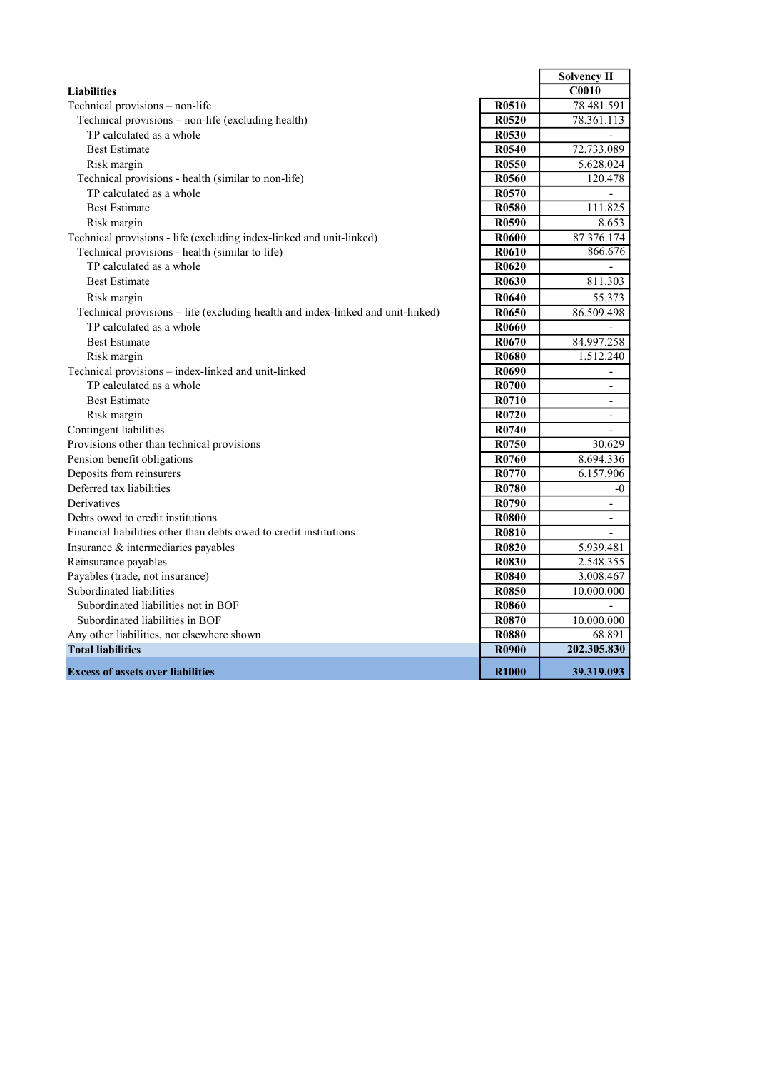| Liabilities | | Solvency II C0010 |
|---|---|---|
| Technical provisions – non-life | R0510 | 78.481.591 |
| Technical provisions – non-life (excluding health) | R0520 | 78.361.113 |
| TP calculated as a whole | R0530 | - |
| Best Estimate | R0540 | 72.733.089 |
| Risk margin | R0550 | 5.628.024 |
| Technical provisions - health (similar to non-life) | R0560 | 120.478 |
| TP calculated as a whole | R0570 | - |
| Best Estimate | R0580 | 111.825 |
| Risk margin | R0590 | 8.653 |
| Technical provisions - life (excluding index-linked and unit-linked) | R0600 | 87.376.174 |
| Technical provisions - health (similar to life) | R0610 | 866.676 |
| TP calculated as a whole | R0620 | - |
| Best Estimate | R0630 | 811.303 |
| Risk margin | R0640 | 55.373 |
| Technical provisions – life (excluding health and index-linked and unit-linked) | R0650 | 86.509.498 |
| TP calculated as a whole | R0660 | - |
| Best Estimate | R0670 | 84.997.258 |
| Risk margin | R0680 | 1.512.240 |
| Technical provisions – index-linked and unit-linked | R0690 | - |
| TP calculated as a whole | R0700 | - |
| Best Estimate | R0710 | - |
| Risk margin | R0720 | - |
| Contingent liabilities | R0740 | - |
| Provisions other than technical provisions | R0750 | 30.629 |
| Pension benefit obligations | R0760 | 8.694.336 |
| Deposits from reinsurers | R0770 | 6.157.906 |
| Deferred tax liabilities | R0780 | -0 |
| Derivatives | R0790 | - |
| Debts owed to credit institutions | R0800 | - |
| Financial liabilities other than debts owed to credit institutions | R0810 | - |
| Insurance & intermediaries payables | R0820 | 5.939.481 |
| Reinsurance payables | R0830 | 2.548.355 |
| Payables (trade, not insurance) | R0840 | 3.008.467 |
| Subordinated liabilities | R0850 | 10.000.000 |
| Subordinated liabilities not in BOF | R0860 | - |
| Subordinated liabilities in BOF | R0870 | 10.000.000 |
| Any other liabilities, not elsewhere shown | R0880 | 68.891 |
| **Total liabilities** | **R0900** | **202.305.830** |
| **Excess of assets over liabilities** | **R1000** | **39.319.093** |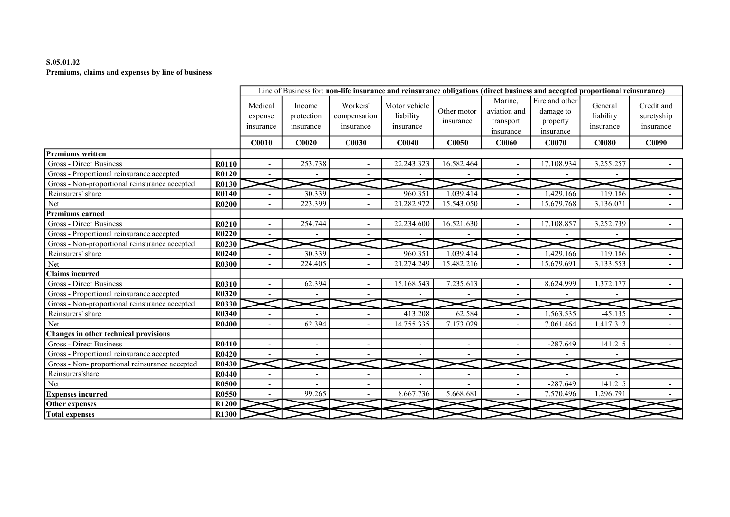**S.05.01.02**
**Premiums, claims and expenses by line of business**

| | | Line of Business for: **non-life insurance and reinsurance obligations (direct business and accepted proportional reinsurance)** | | | | | | | | |
|---|---|---|---|---|---|---|---|---|---|---|
| | | Medical expense insurance | Income protection insurance | Workers' compensation insurance | Motor vehicle liability insurance | Other motor insurance | Marine, aviation and transport insurance | Fire and other damage to property insurance | General liability insurance | Credit and suretyship insurance |
| | | **C0010** | **C0020** | **C0030** | **C0040** | **C0050** | **C0060** | **C0070** | **C0080** | **C0090** |
| **Premiums written** | | | | | | | | | | |
| Gross - Direct Business | **R0110** | - | 253.738 | - | 22.243.323 | 16.582.464 | - | 17.108.934 | 3.255.257 | - |
| Gross - Proportional reinsurance accepted | **R0120** | - | - | - | - | - | - | - | - | |
| Gross - Non-proportional reinsurance accepted | **R0130** | | | | | | | | | |
| Reinsurers' share | **R0140** | - | 30.339 | - | 960.351 | 1.039.414 | - | 1.429.166 | 119.186 | - |
| Net | **R0200** | - | 223.399 | - | 21.282.972 | 15.543.050 | - | 15.679.768 | 3.136.071 | - |
| **Premiums earned** | | | | | | | | | | |
| Gross - Direct Business | **R0210** | - | 254.744 | - | 22.234.600 | 16.521.630 | - | 17.108.857 | 3.252.739 | - |
| Gross - Proportional reinsurance accepted | **R0220** | - | - | - | - | - | - | - | - | |
| Gross - Non-proportional reinsurance accepted | **R0230** | | | | | | | | | |
| Reinsurers' share | **R0240** | - | 30.339 | - | 960.351 | 1.039.414 | - | 1.429.166 | 119.186 | - |
| Net | **R0300** | - | 224.405 | - | 21.274.249 | 15.482.216 | - | 15.679.691 | 3.133.553 | - |
| **Claims incurred** | | | | | | | | | | |
| Gross - Direct Business | **R0310** | - | 62.394 | - | 15.168.543 | 7.235.613 | - | 8.624.999 | 1.372.177 | - |
| Gross - Proportional reinsurance accepted | **R0320** | - | - | - | - | - | - | - | - | |
| Gross - Non-proportional reinsurance accepted | **R0330** | | | | | | | | | |
| Reinsurers' share | **R0340** | - | - | - | 413.208 | 62.584 | - | 1.563.535 | -45.135 | - |
| Net | **R0400** | - | 62.394 | - | 14.755.335 | 7.173.029 | - | 7.061.464 | 1.417.312 | - |
| **Changes in other technical provisions** | | | | | | | | | | |
| Gross - Direct Business | **R0410** | - | - | - | - | - | - | -287.649 | 141.215 | - |
| Gross - Proportional reinsurance accepted | **R0420** | - | - | - | - | - | - | - | - | |
| Gross - Non- proportional reinsurance accepted | **R0430** | | | | | | | | | |
| Reinsurers'share | **R0440** | - | - | - | - | - | - | - | - | |
| Net | **R0500** | - | - | - | - | - | - | -287.649 | 141.215 | - |
| **Expenses incurred** | **R0550** | - | 99.265 | - | 8.667.736 | 5.668.681 | - | 7.570.496 | 1.296.791 | - |
| **Other expenses** | **R1200** | | | | | | | | | |
| **Total expenses** | **R1300** | | | | | | | | | |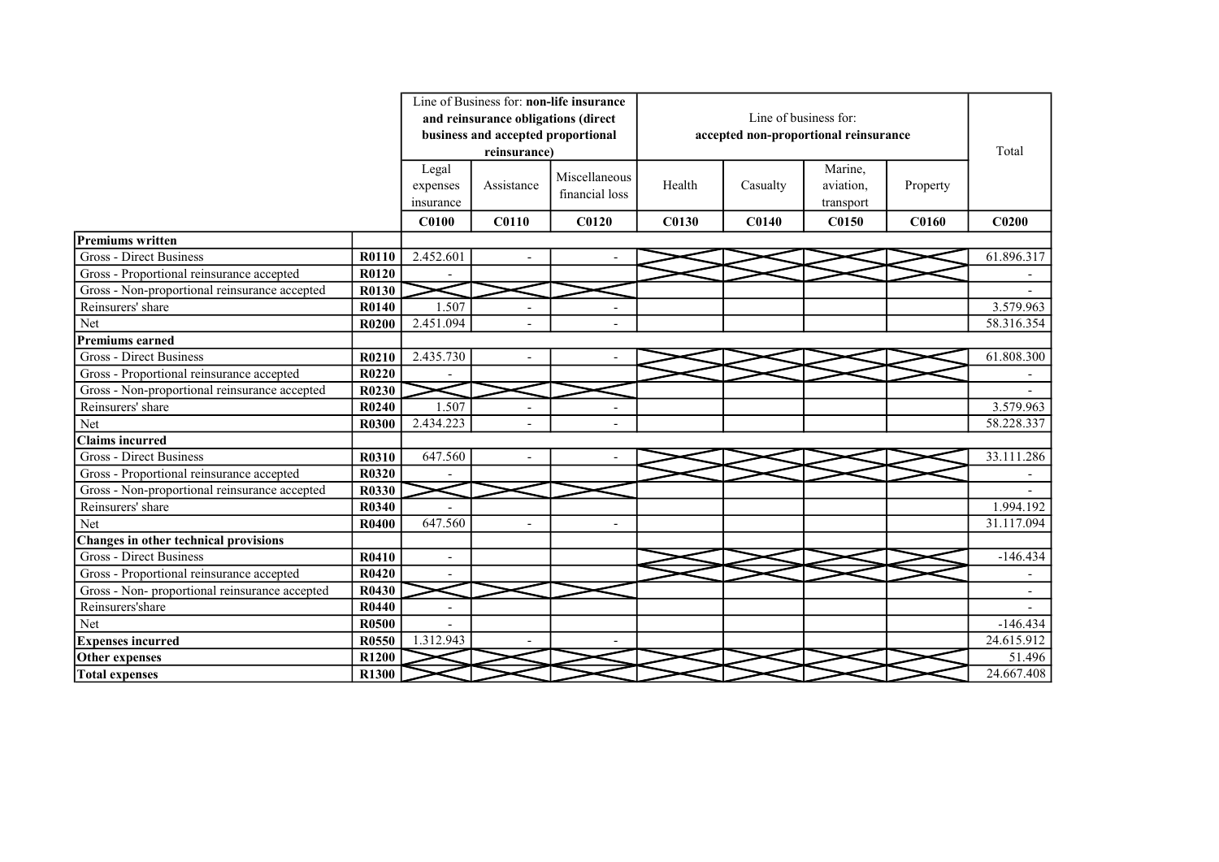| | | Line of Business for: **non-life insurance and reinsurance obligations (direct business and accepted proportional reinsurance)** | | | Line of business for: **accepted non-proportional reinsurance** | | | | Total |
|---|---|---|---|---|---|---|---|---|---|
| | | Legal expenses insurance | Assistance | Miscellaneous financial loss | Health | Casualty | Marine, aviation, transport | Property | |
| | | **C0100** | **C0110** | **C0120** | **C0130** | **C0140** | **C0150** | **C0160** | **C0200** |
| **Premiums written** | | | | | | | | | |
| Gross - Direct Business | **R0110** | 2.452.601 | - | - | | | | | 61.896.317 |
| Gross - Proportional reinsurance accepted | **R0120** | - | | | | | | | - |
| Gross - Non-proportional reinsurance accepted | **R0130** | | | | | | | | - |
| Reinsurers' share | **R0140** | 1.507 | - | - | | | | | 3.579.963 |
| Net | **R0200** | 2.451.094 | - | - | | | | | 58.316.354 |
| **Premiums earned** | | | | | | | | | |
| Gross - Direct Business | **R0210** | 2.435.730 | - | - | | | | | 61.808.300 |
| Gross - Proportional reinsurance accepted | **R0220** | - | | | | | | | - |
| Gross - Non-proportional reinsurance accepted | **R0230** | | | | | | | | - |
| Reinsurers' share | **R0240** | 1.507 | - | - | | | | | 3.579.963 |
| Net | **R0300** | 2.434.223 | - | - | | | | | 58.228.337 |
| **Claims incurred** | | | | | | | | | |
| Gross - Direct Business | **R0310** | 647.560 | - | - | | | | | 33.111.286 |
| Gross - Proportional reinsurance accepted | **R0320** | - | | | | | | | - |
| Gross - Non-proportional reinsurance accepted | **R0330** | | | | | | | | - |
| Reinsurers' share | **R0340** | - | | | | | | | 1.994.192 |
| Net | **R0400** | 647.560 | - | - | | | | | 31.117.094 |
| **Changes in other technical provisions** | | | | | | | | | |
| Gross - Direct Business | **R0410** | - | | | | | | | -146.434 |
| Gross - Proportional reinsurance accepted | **R0420** | - | | | | | | | - |
| Gross - Non- proportional reinsurance accepted | **R0430** | | | | | | | | - |
| Reinsurers'share | **R0440** | - | | | | | | | - |
| Net | **R0500** | - | | | | | | | -146.434 |
| **Expenses incurred** | **R0550** | 1.312.943 | - | - | | | | | 24.615.912 |
| **Other expenses** | **R1200** | | | | | | | | 51.496 |
| **Total expenses** | **R1300** | | | | | | | | 24.667.408 |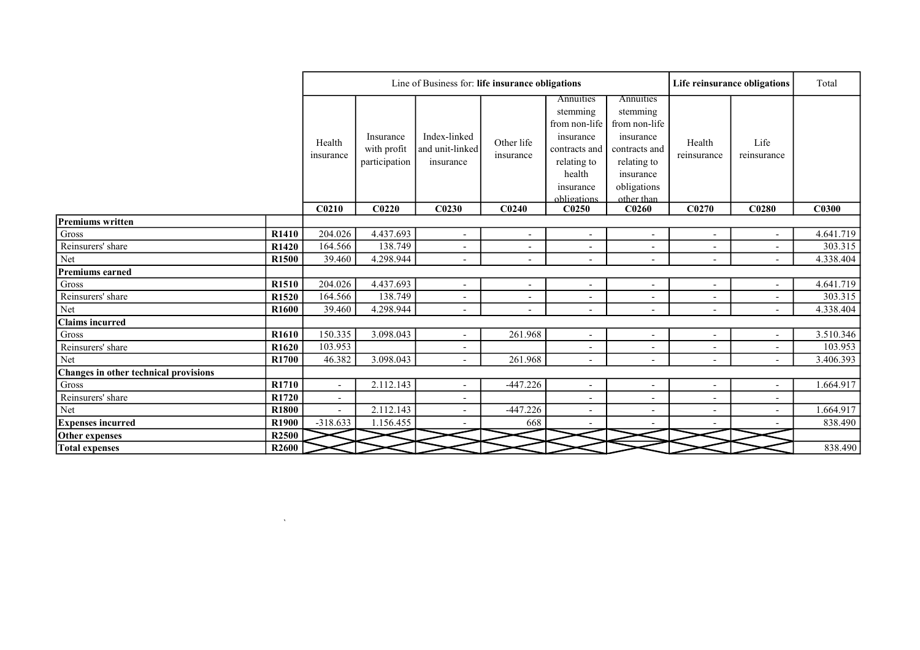| | | Line of Business for: **life insurance obligations** | | | | | | **Life reinsurance obligations** | | Total |
|---|---|---|---|---|---|---|---|---|---|---|
| | | Health insurance | Insurance with profit participation | Index-linked and unit-linked insurance | Other life insurance | Annuities stemming from non-life insurance contracts and relating to health insurance obligations | Annuities stemming from non-life insurance contracts and relating to insurance obligations other than | Health reinsurance | Life reinsurance | |
| | | **C0210** | **C0220** | **C0230** | **C0240** | **C0250** | **C0260** | **C0270** | **C0280** | **C0300** |
| **Premiums written** | | | | | | | | | | |
| Gross | **R1410** | 204.026 | 4.437.693 | - | - | - | - | - | - | 4.641.719 |
| Reinsurers' share | **R1420** | 164.566 | 138.749 | - | - | - | - | - | - | 303.315 |
| Net | **R1500** | 39.460 | 4.298.944 | - | - | - | - | - | - | 4.338.404 |
| **Premiums earned** | | | | | | | | | | |
| Gross | **R1510** | 204.026 | 4.437.693 | - | - | - | - | - | - | 4.641.719 |
| Reinsurers' share | **R1520** | 164.566 | 138.749 | - | - | - | - | - | - | 303.315 |
| Net | **R1600** | 39.460 | 4.298.944 | - | - | - | - | - | - | 4.338.404 |
| **Claims incurred** | | | | | | | | | | |
| Gross | **R1610** | 150.335 | 3.098.043 | - | 261.968 | - | - | - | - | 3.510.346 |
| Reinsurers' share | **R1620** | 103.953 | | - | | - | - | - | - | 103.953 |
| Net | **R1700** | 46.382 | 3.098.043 | - | 261.968 | - | - | - | - | 3.406.393 |
| **Changes in other technical provisions** | | | | | | | | | | |
| Gross | **R1710** | - | 2.112.143 | - | -447.226 | - | - | - | - | 1.664.917 |
| Reinsurers' share | **R1720** | - | | - | | - | - | - | - | |
| Net | **R1800** | - | 2.112.143 | - | -447.226 | - | - | - | - | 1.664.917 |
| **Expenses incurred** | **R1900** | -318.633 | 1.156.455 | - | 668 | - | - | - | - | 838.490 |
| **Other expenses** | **R2500** | | | | | | | | | |
| **Total expenses** | **R2600** | | | | | | | | | 838.490 |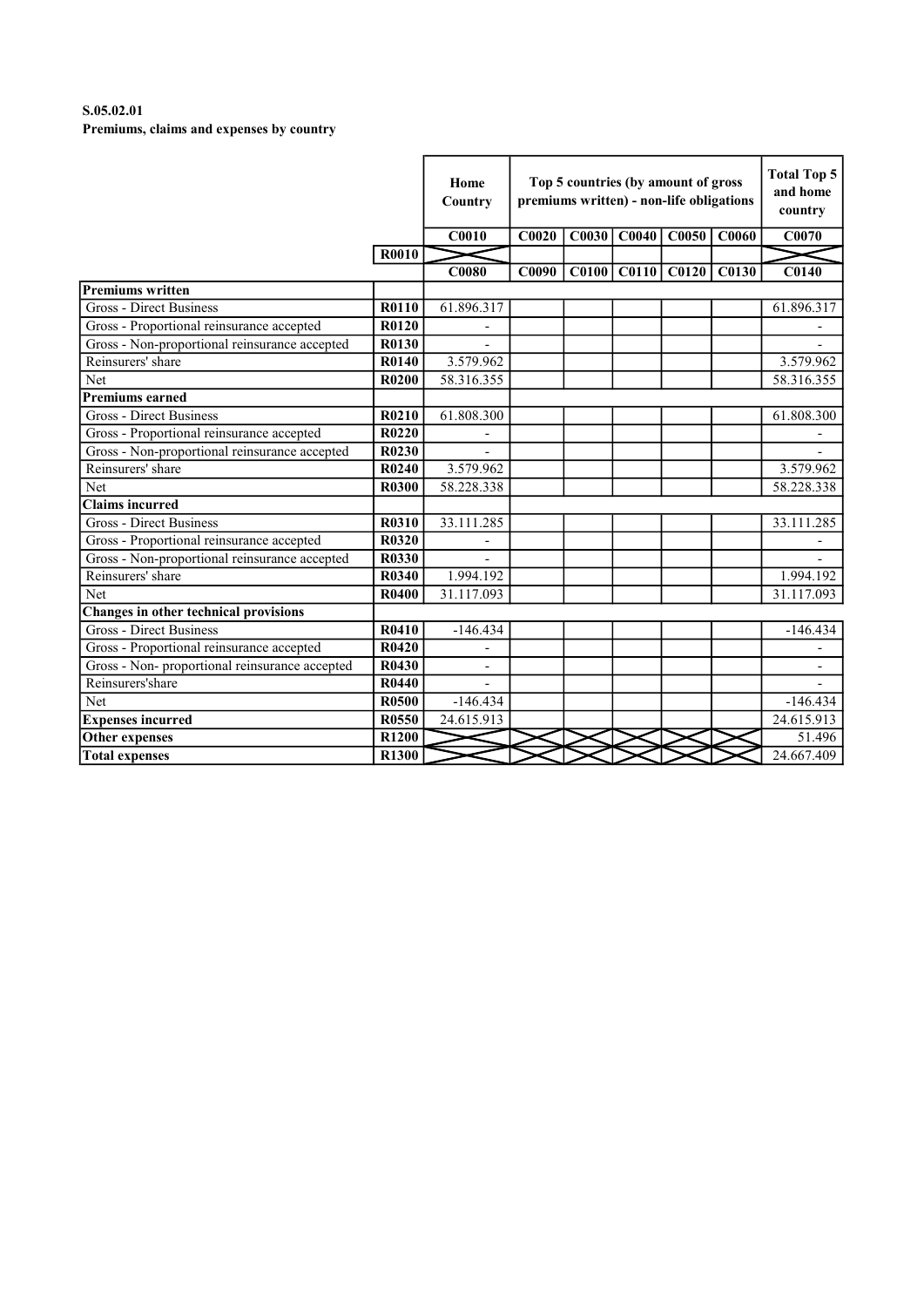**S.05.02.01**
**Premiums, claims and expenses by country**

| | | Home Country | Top 5 countries (by amount of gross premiums written) - non-life obligations | | | | | Total Top 5 and home country |
|---|---|---|---|---|---|---|---|---|
| | | C0010 | C0020 | C0030 | C0040 | C0050 | C0060 | C0070 |
| | R0010 | | | | | | | |
| | | C0080 | C0090 | C0100 | C0110 | C0120 | C0130 | C0140 |
| **Premiums written** | | | | | | | | |
| Gross - Direct Business | R0110 | 61.896.317 | | | | | | 61.896.317 |
| Gross - Proportional reinsurance accepted | R0120 | - | | | | | | - |
| Gross - Non-proportional reinsurance accepted | R0130 | - | | | | | | - |
| Reinsurers' share | R0140 | 3.579.962 | | | | | | 3.579.962 |
| Net | R0200 | 58.316.355 | | | | | | 58.316.355 |
| **Premiums earned** | | | | | | | | |
| Gross - Direct Business | R0210 | 61.808.300 | | | | | | 61.808.300 |
| Gross - Proportional reinsurance accepted | R0220 | - | | | | | | - |
| Gross - Non-proportional reinsurance accepted | R0230 | - | | | | | | - |
| Reinsurers' share | R0240 | 3.579.962 | | | | | | 3.579.962 |
| Net | R0300 | 58.228.338 | | | | | | 58.228.338 |
| **Claims incurred** | | | | | | | | |
| Gross - Direct Business | R0310 | 33.111.285 | | | | | | 33.111.285 |
| Gross - Proportional reinsurance accepted | R0320 | - | | | | | | - |
| Gross - Non-proportional reinsurance accepted | R0330 | - | | | | | | - |
| Reinsurers' share | R0340 | 1.994.192 | | | | | | 1.994.192 |
| Net | R0400 | 31.117.093 | | | | | | 31.117.093 |
| **Changes in other technical provisions** | | | | | | | | |
| Gross - Direct Business | R0410 | -146.434 | | | | | | -146.434 |
| Gross - Proportional reinsurance accepted | R0420 | - | | | | | | - |
| Gross - Non- proportional reinsurance accepted | R0430 | - | | | | | | - |
| Reinsurers'share | R0440 | - | | | | | | - |
| Net | R0500 | -146.434 | | | | | | -146.434 |
| **Expenses incurred** | R0550 | 24.615.913 | | | | | | 24.615.913 |
| **Other expenses** | R1200 | | | | | | | 51.496 |
| **Total expenses** | R1300 | | | | | | | 24.667.409 |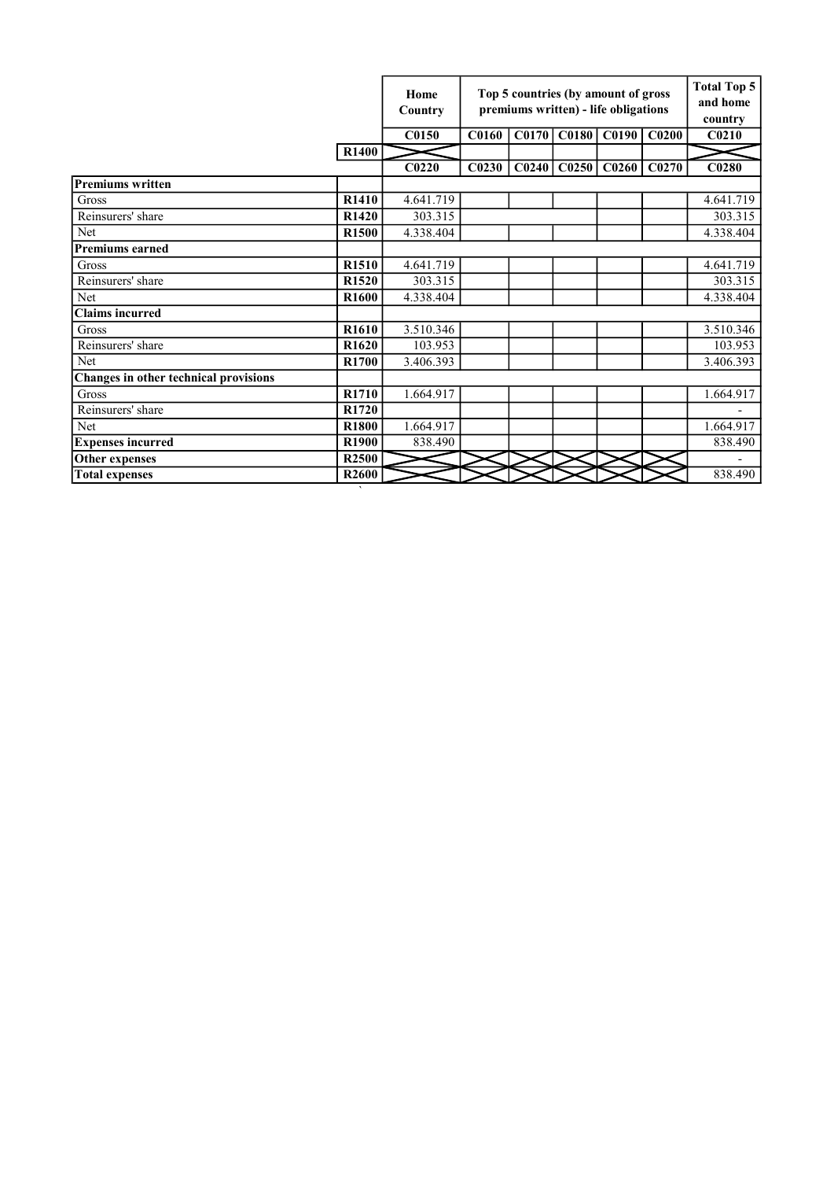| | | Home Country | Top 5 countries (by amount of gross premiums written) - life obligations | | | | | Total Top 5 and home country |
|---|---|---|---|---|---|---|---|---|
| | | C0150 | C0160 | C0170 | C0180 | C0190 | C0200 | C0210 |
| | R1400 | | | | | | | |
| | | C0220 | C0230 | C0240 | C0250 | C0260 | C0270 | C0280 |
| **Premiums written** | | | | | | | | |
| Gross | R1410 | 4.641.719 | | | | | | 4.641.719 |
| Reinsurers' share | R1420 | 303.315 | | | | | | 303.315 |
| Net | R1500 | 4.338.404 | | | | | | 4.338.404 |
| **Premiums earned** | | | | | | | | |
| Gross | R1510 | 4.641.719 | | | | | | 4.641.719 |
| Reinsurers' share | R1520 | 303.315 | | | | | | 303.315 |
| Net | R1600 | 4.338.404 | | | | | | 4.338.404 |
| **Claims incurred** | | | | | | | | |
| Gross | R1610 | 3.510.346 | | | | | | 3.510.346 |
| Reinsurers' share | R1620 | 103.953 | | | | | | 103.953 |
| Net | R1700 | 3.406.393 | | | | | | 3.406.393 |
| **Changes in other technical provisions** | | | | | | | | |
| Gross | R1710 | 1.664.917 | | | | | | 1.664.917 |
| Reinsurers' share | R1720 | | | | | | | - |
| Net | R1800 | 1.664.917 | | | | | | 1.664.917 |
| **Expenses incurred** | R1900 | 838.490 | | | | | | 838.490 |
| **Other expenses** | R2500 | | | | | | | - |
| **Total expenses** | R2600 | | | | | | | 838.490 |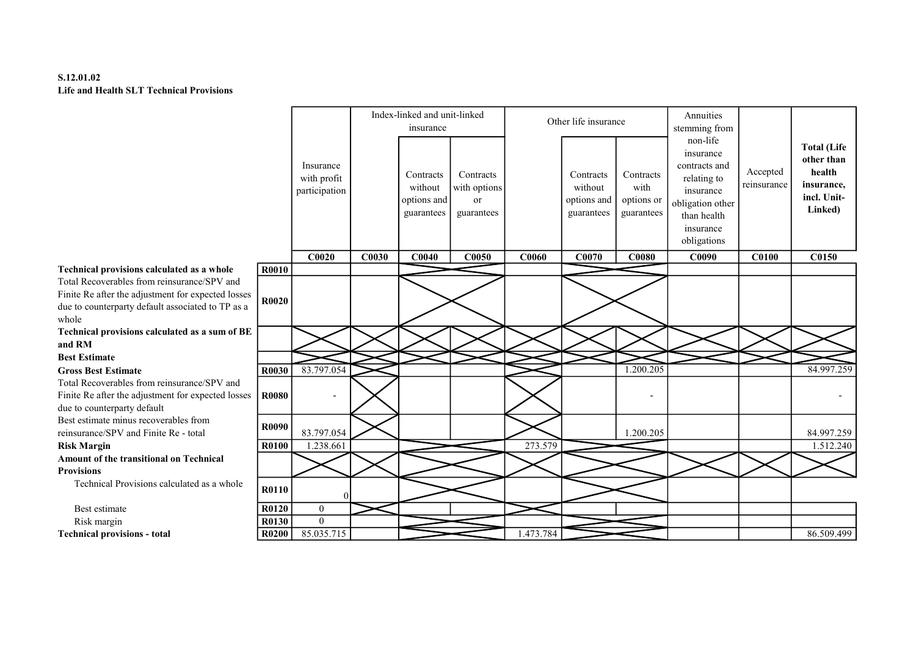**S.12.01.02**
**Life and Health SLT Technical Provisions**

| | | Insurance with profit participation | Index-linked and unit-linked insurance | | | Other life insurance | | | Annuities stemming from non-life insurance contracts and relating to insurance obligation other than health insurance obligations | Accepted reinsurance | Total (Life other than health insurance, incl. Unit-Linked) |
|---|---|---|---|---|---|---|---|---|---|---|---|
| | | | | Contracts without options and guarantees | Contracts with options or guarantees | | Contracts without options and guarantees | Contracts with options or guarantees | | | |
| | | C0020 | C0030 | C0040 | C0050 | C0060 | C0070 | C0080 | C0090 | C0100 | C0150 |
| **Technical provisions calculated as a whole** | R0010 | | | | | | | | | | |
| Total Recoverables from reinsurance/SPV and Finite Re after the adjustment for expected losses due to counterparty default associated to TP as a whole | R0020 | | | | | | | | | | |
| **Technical provisions calculated as a sum of BE and RM** | | | | | | | | | | | |
| **Best Estimate** | | | | | | | | | | | |
| **Gross Best Estimate** | R0030 | 83.797.054 | | | | | | 1.200.205 | | | 84.997.259 |
| Total Recoverables from reinsurance/SPV and Finite Re after the adjustment for expected losses due to counterparty default | R0080 | - | | | | | | - | | | - |
| Best estimate minus recoverables from reinsurance/SPV and Finite Re - total | R0090 | 83.797.054 | | | | | | 1.200.205 | | | 84.997.259 |
| **Risk Margin** | R0100 | 1.238.661 | | | | 273.579 | | | | | 1.512.240 |
| **Amount of the transitional on Technical Provisions** | | | | | | | | | | | |
| Technical Provisions calculated as a whole | R0110 | 0 | | | | | | | | | |
| Best estimate | R0120 | 0 | | | | | | | | | |
| Risk margin | R0130 | 0 | | | | | | | | | |
| **Technical provisions - total** | R0200 | 85.035.715 | | | | 1.473.784 | | | | | 86.509.499 |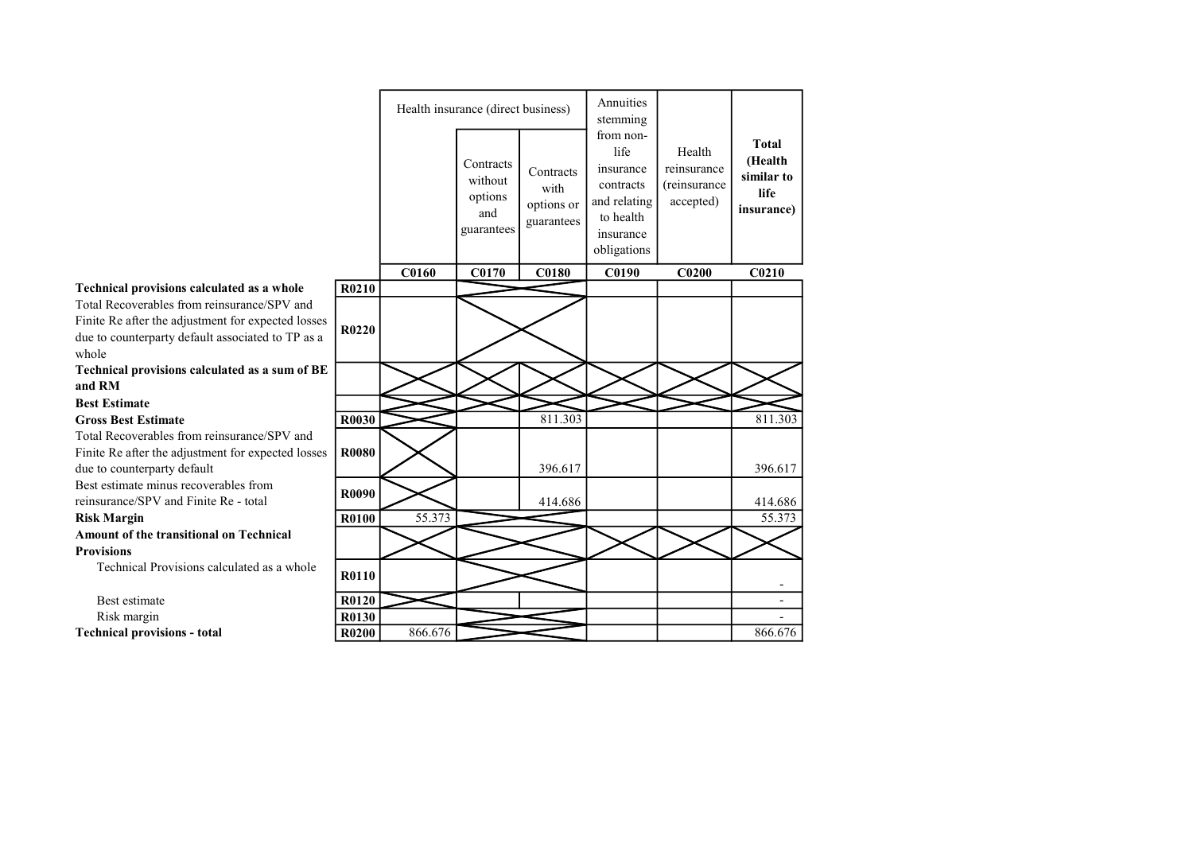| | | Health insurance (direct business) | | | Annuities stemming from non-life insurance contracts and relating to health insurance obligations | Health reinsurance (reinsurance accepted) | Total (Health similar to life insurance) |
|---|---|---|---|---|---|---|---|
| | | | Contracts without options and guarantees | Contracts with options or guarantees | | | |
| | | C0160 | C0170 | C0180 | C0190 | C0200 | C0210 |
| **Technical provisions calculated as a whole** | R0210 | | | | | | |
| Total Recoverables from reinsurance/SPV and Finite Re after the adjustment for expected losses due to counterparty default associated to TP as a whole | R0220 | | | | | | |
| **Technical provisions calculated as a sum of BE and RM** | | | | | | | |
| **Best Estimate** | | | | | | | |
| **Gross Best Estimate** | R0030 | | | 811.303 | | | 811.303 |
| Total Recoverables from reinsurance/SPV and Finite Re after the adjustment for expected losses due to counterparty default | R0080 | | | 396.617 | | | 396.617 |
| Best estimate minus recoverables from reinsurance/SPV and Finite Re - total | R0090 | | | 414.686 | | | 414.686 |
| **Risk Margin** | R0100 | 55.373 | | | | | 55.373 |
| **Amount of the transitional on Technical Provisions** | | | | | | | |
| Technical Provisions calculated as a whole | R0110 | | | | | | - |
| Best estimate | R0120 | | | | | | - |
| Risk margin | R0130 | | | | | | - |
| **Technical provisions - total** | R0200 | 866.676 | | | | | 866.676 |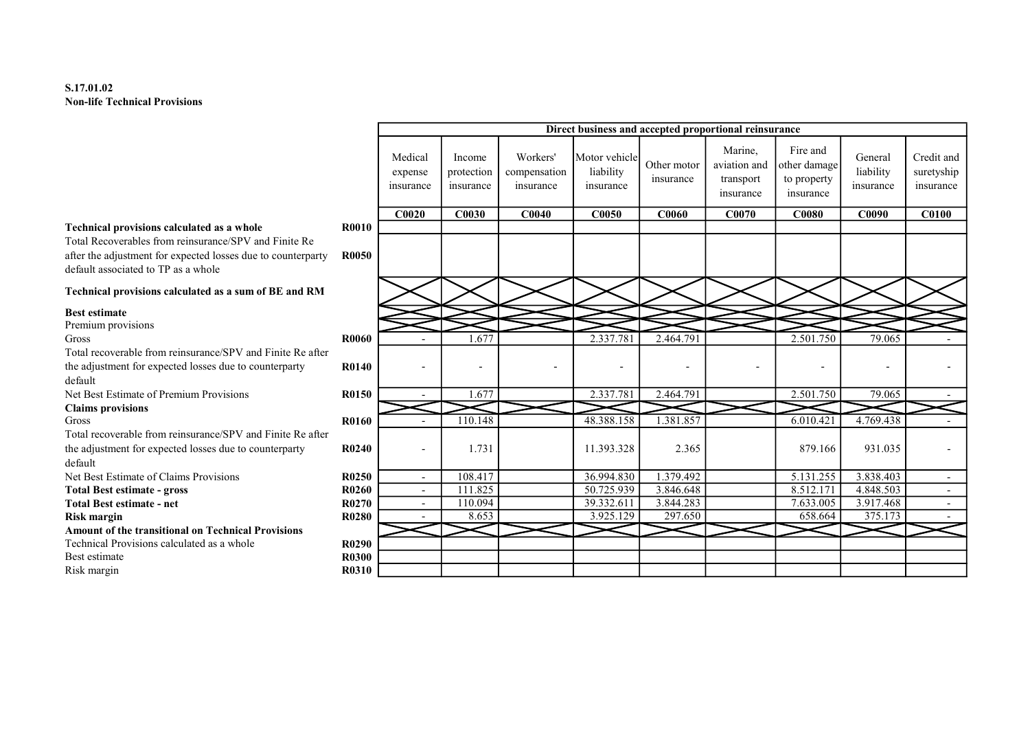**S.17.01.02**
**Non-life Technical Provisions**

| | | Direct business and accepted proportional reinsurance | | | | | | | | |
|---|---|---|---|---|---|---|---|---|---|---|
| | | Medical expense insurance | Income protection insurance | Workers' compensation insurance | Motor vehicle liability insurance | Other motor insurance | Marine, aviation and transport insurance | Fire and other damage to property insurance | General liability insurance | Credit and suretyship insurance |
| | | C0020 | C0030 | C0040 | C0050 | C0060 | C0070 | C0080 | C0090 | C0100 |
| **Technical provisions calculated as a whole** | **R0010** | | | | | | | | | |
| Total Recoverables from reinsurance/SPV and Finite Re after the adjustment for expected losses due to counterparty default associated to TP as a whole | **R0050** | | | | | | | | | |
| **Technical provisions calculated as a sum of BE and RM** | | | | | | | | | | |
| **Best estimate** | | | | | | | | | | |
| Premium provisions | | | | | | | | | | |
| Gross | **R0060** | - | 1.677 | | 2.337.781 | 2.464.791 | | 2.501.750 | 79.065 | - |
| Total recoverable from reinsurance/SPV and Finite Re after the adjustment for expected losses due to counterparty default | **R0140** | - | - | - | - | - | - | - | - | - |
| Net Best Estimate of Premium Provisions | **R0150** | - | 1.677 | | 2.337.781 | 2.464.791 | | 2.501.750 | 79.065 | - |
| **Claims provisions** | | | | | | | | | | |
| Gross | **R0160** | - | 110.148 | | 48.388.158 | 1.381.857 | | 6.010.421 | 4.769.438 | - |
| Total recoverable from reinsurance/SPV and Finite Re after the adjustment for expected losses due to counterparty default | **R0240** | - | 1.731 | | 11.393.328 | 2.365 | | 879.166 | 931.035 | - |
| Net Best Estimate of Claims Provisions | **R0250** | - | 108.417 | | 36.994.830 | 1.379.492 | | 5.131.255 | 3.838.403 | - |
| **Total Best estimate - gross** | **R0260** | - | 111.825 | | 50.725.939 | 3.846.648 | | 8.512.171 | 4.848.503 | - |
| **Total Best estimate - net** | **R0270** | - | 110.094 | | 39.332.611 | 3.844.283 | | 7.633.005 | 3.917.468 | - |
| **Risk margin** | **R0280** | - | 8.653 | | 3.925.129 | 297.650 | | 658.664 | 375.173 | - |
| **Amount of the transitional on Technical Provisions** | | | | | | | | | | |
| Technical Provisions calculated as a whole | **R0290** | | | | | | | | | |
| Best estimate | **R0300** | | | | | | | | | |
| Risk margin | **R0310** | | | | | | | | | |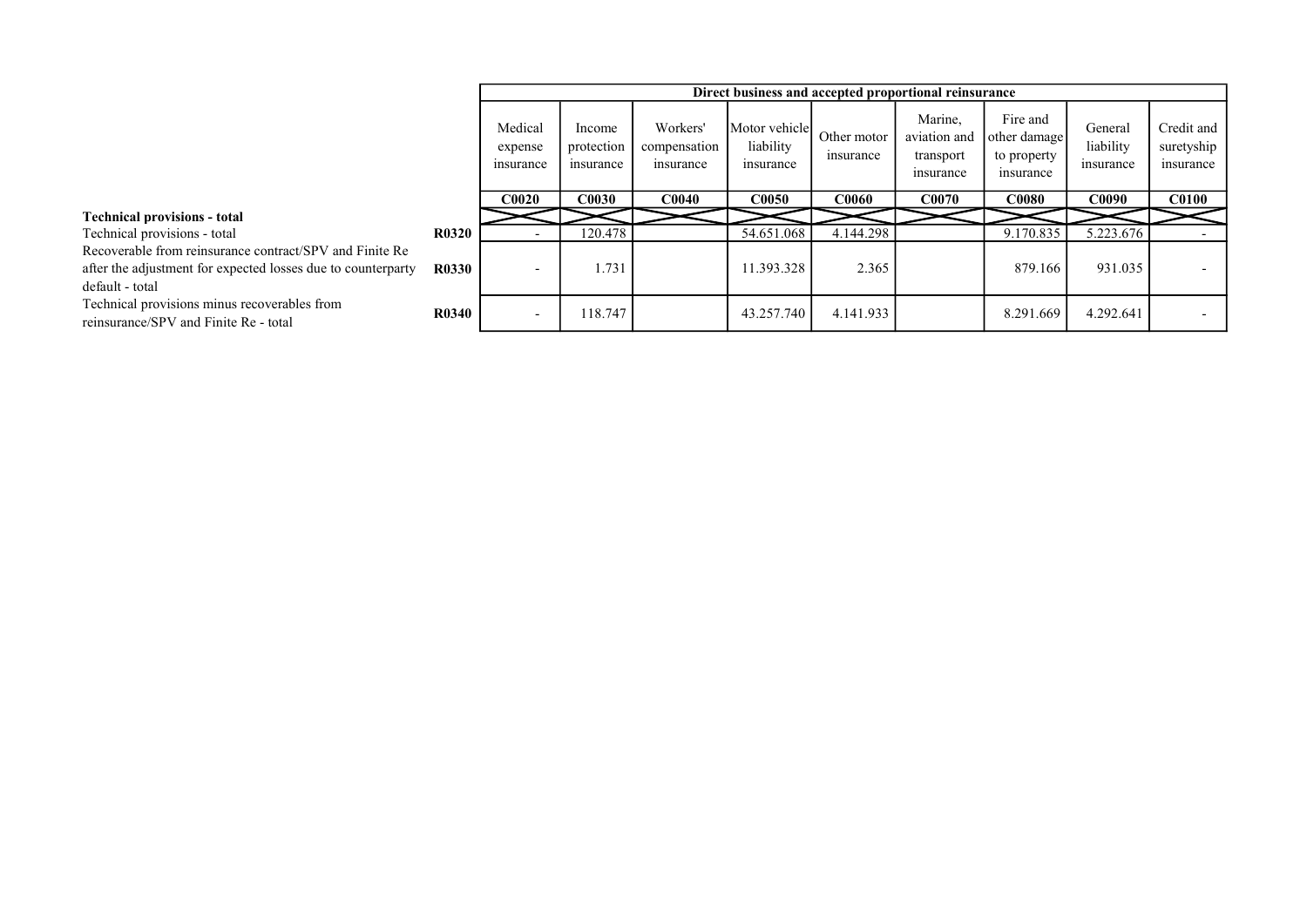| | | Direct business and accepted proportional reinsurance | | | | | | | | |
|---|---|---|---|---|---|---|---|---|---|---|
| | | Medical expense insurance | Income protection insurance | Workers' compensation insurance | Motor vehicle liability insurance | Other motor insurance | Marine, aviation and transport insurance | Fire and other damage to property insurance | General liability insurance | Credit and suretyship insurance |
| | | C0020 | C0030 | C0040 | C0050 | C0060 | C0070 | C0080 | C0090 | C0100 |
| **Technical provisions - total** | | | | | | | | | | |
| Technical provisions - total | **R0320** | - | 120.478 | | 54.651.068 | 4.144.298 | | 9.170.835 | 5.223.676 | - |
| Recoverable from reinsurance contract/SPV and Finite Re after the adjustment for expected losses due to counterparty default - total | **R0330** | - | 1.731 | | 11.393.328 | 2.365 | | 879.166 | 931.035 | - |
| Technical provisions minus recoverables from reinsurance/SPV and Finite Re - total | **R0340** | - | 118.747 | | 43.257.740 | 4.141.933 | | 8.291.669 | 4.292.641 | - |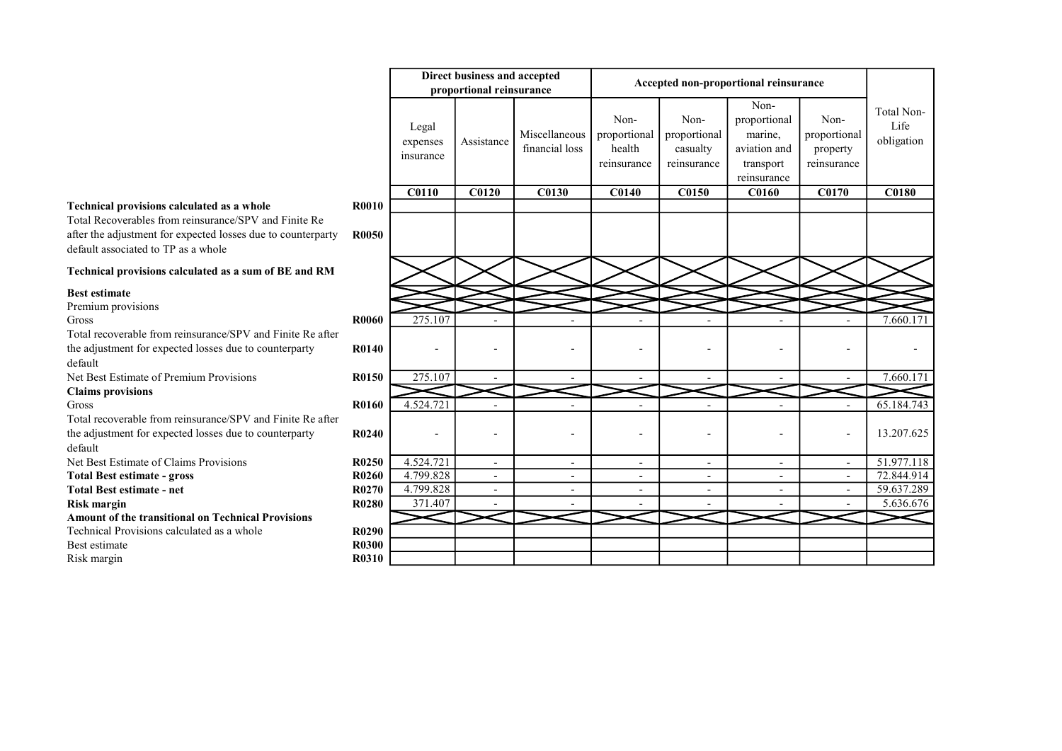| | | Direct business and accepted proportional reinsurance | | | Accepted non-proportional reinsurance | | | | |
|---|---|---|---|---|---|---|---|---|---|
| | | Legal expenses insurance | Assistance | Miscellaneous financial loss | Non-proportional health reinsurance | Non-proportional casualty reinsurance | Non-proportional marine, aviation and transport reinsurance | Non-proportional property reinsurance | Total Non-Life obligation |
| | | **C0110** | **C0120** | **C0130** | **C0140** | **C0150** | **C0160** | **C0170** | **C0180** |
| **Technical provisions calculated as a whole** | **R0010** | | | | | | | | |
| Total Recoverables from reinsurance/SPV and Finite Re after the adjustment for expected losses due to counterparty default associated to TP as a whole | **R0050** | | | | | | | | |
| **Technical provisions calculated as a sum of BE and RM** | | | | | | | | | |
| **Best estimate** | | | | | | | | | |
| Premium provisions | | | | | | | | | |
| Gross | **R0060** | 275.107 | - | - | - | - | - | - | 7.660.171 |
| Total recoverable from reinsurance/SPV and Finite Re after the adjustment for expected losses due to counterparty default | **R0140** | - | - | - | - | - | - | - | - |
| Net Best Estimate of Premium Provisions | **R0150** | 275.107 | - | - | - | - | - | - | 7.660.171 |
| **Claims provisions** | | | | | | | | | |
| Gross | **R0160** | 4.524.721 | - | - | - | - | - | - | 65.184.743 |
| Total recoverable from reinsurance/SPV and Finite Re after the adjustment for expected losses due to counterparty default | **R0240** | - | - | - | - | - | - | - | 13.207.625 |
| Net Best Estimate of Claims Provisions | **R0250** | 4.524.721 | - | - | - | - | - | - | 51.977.118 |
| **Total Best estimate - gross** | **R0260** | 4.799.828 | - | - | - | - | - | - | 72.844.914 |
| **Total Best estimate - net** | **R0270** | 4.799.828 | - | - | - | - | - | - | 59.637.289 |
| **Risk margin** | **R0280** | 371.407 | - | - | - | - | - | - | 5.636.676 |
| **Amount of the transitional on Technical Provisions** | | | | | | | | | |
| Technical Provisions calculated as a whole | **R0290** | | | | | | | | |
| Best estimate | **R0300** | | | | | | | | |
| Risk margin | **R0310** | | | | | | | | |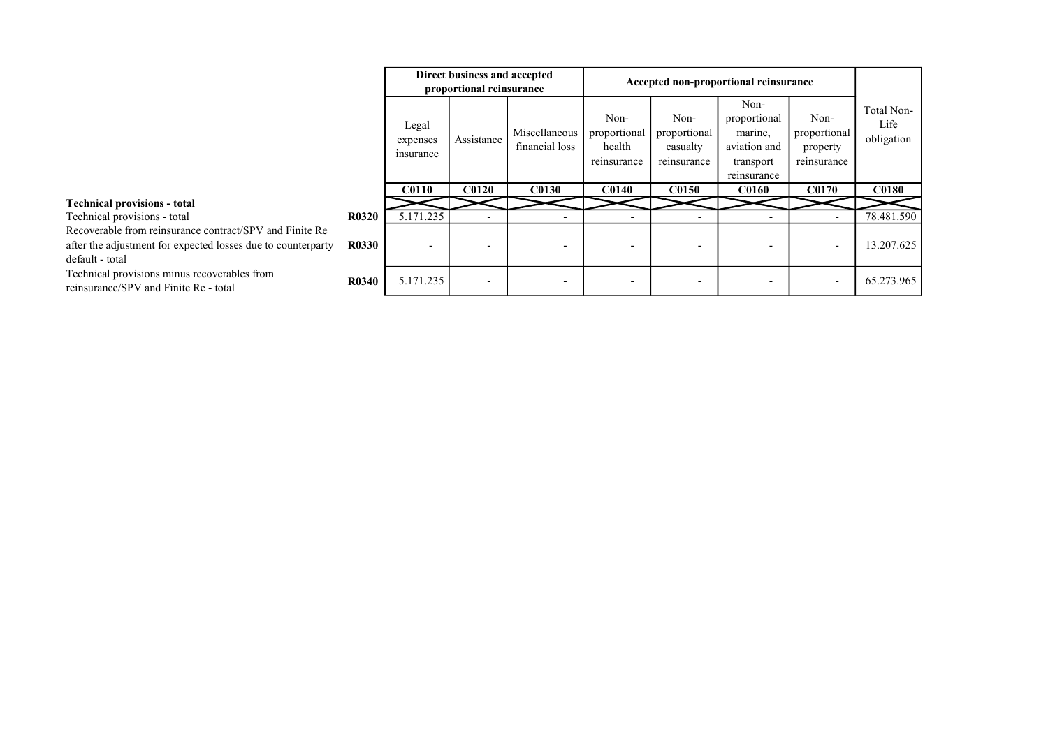| | | Direct business and accepted proportional reinsurance | | | Accepted non-proportional reinsurance | | | | |
|---|---|---|---|---|---|---|---|---|---|
| | | Legal expenses insurance | Assistance | Miscellaneous financial loss | Non-proportional health reinsurance | Non-proportional casualty reinsurance | Non-proportional marine, aviation and transport reinsurance | Non-proportional property reinsurance | Total Non-Life obligation |
| | | C0110 | C0120 | C0130 | C0140 | C0150 | C0160 | C0170 | C0180 |
| **Technical provisions - total** | | | | | | | | | |
| Technical provisions - total | R0320 | 5.171.235 | - | - | - | - | - | - | 78.481.590 |
| Recoverable from reinsurance contract/SPV and Finite Re after the adjustment for expected losses due to counterparty default - total | R0330 | - | - | - | - | - | - | - | 13.207.625 |
| Technical provisions minus recoverables from reinsurance/SPV and Finite Re - total | R0340 | 5.171.235 | - | - | - | - | - | - | 65.273.965 |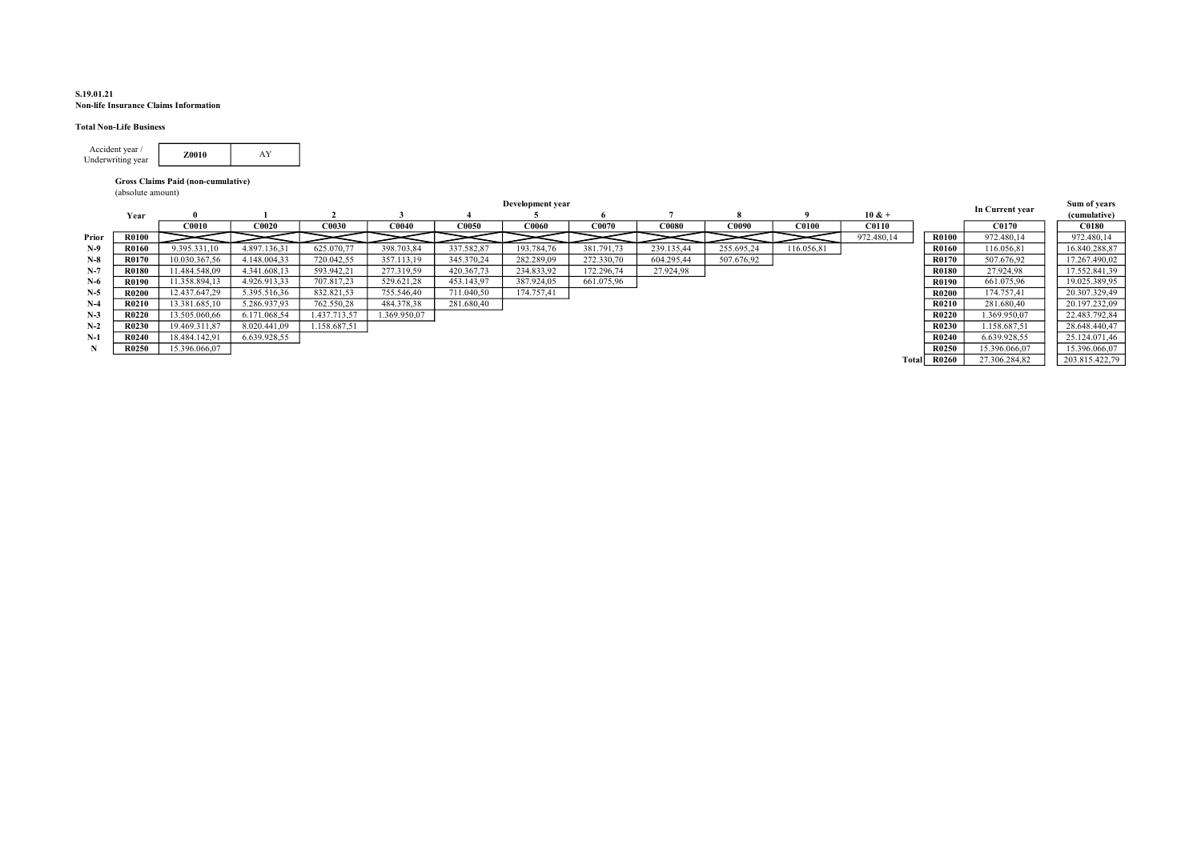**S.19.01.21**
**Non-life Insurance Claims Information**

**Total Non-Life Business**

| Accident year / Underwriting year | Z0010 | AY |
|---|---|---|

**Gross Claims Paid (non-cumulative)**
(absolute amount)

| | Year | Development year | | | | | | | | | | | | | In Current year | | Sum of years (cumulative) |
|---|---|---|---|---|---|---|---|---|---|---|---|---|---|---|---|---|---|
| | | 0 | 1 | 2 | 3 | 4 | 5 | 6 | 7 | 8 | 9 | 10 & + | | | | | |
| | | C0010 | C0020 | C0030 | C0040 | C0050 | C0060 | C0070 | C0080 | C0090 | C0100 | C0110 | | | C0170 | | C0180 |
| Prior | R0100 | | | | | | | | | | | 972.480,14 | | R0100 | 972.480,14 | | 972.480,14 |
| N-9 | R0160 | 9.395.331,10 | 4.897.136,31 | 625.070,77 | 398.703,84 | 337.582,87 | 193.784,76 | 381.791,73 | 239.135,44 | 255.695,24 | 116.056,81 | | | R0160 | 116.056,81 | | 16.840.288,87 |
| N-8 | R0170 | 10.030.367,56 | 4.148.004,33 | 720.042,55 | 357.113,19 | 345.370,24 | 282.289,09 | 272.330,70 | 604.295,44 | 507.676,92 | | | | R0170 | 507.676,92 | | 17.267.490,02 |
| N-7 | R0180 | 11.484.548,09 | 4.341.608,13 | 593.942,21 | 277.319,59 | 420.367,73 | 234.833,92 | 172.296,74 | 27.924,98 | | | | | R0180 | 27.924,98 | | 17.552.841,39 |
| N-6 | R0190 | 11.358.894,13 | 4.926.913,33 | 707.817,23 | 529.621,28 | 453.143,97 | 387.924,05 | 661.075,96 | | | | | | R0190 | 661.075,96 | | 19.025.389,95 |
| N-5 | R0200 | 12.437.647,29 | 5.395.516,36 | 832.821,53 | 755.546,40 | 711.040,50 | 174.757,41 | | | | | | | R0200 | 174.757,41 | | 20.307.329,49 |
| N-4 | R0210 | 13.381.685,10 | 5.286.937,93 | 762.550,28 | 484.378,38 | 281.680,40 | | | | | | | | R0210 | 281.680,40 | | 20.197.232,09 |
| N-3 | R0220 | 13.505.060,66 | 6.171.068,54 | 1.437.713,57 | 1.369.950,07 | | | | | | | | | R0220 | 1.369.950,07 | | 22.483.792,84 |
| N-2 | R0230 | 19.469.311,87 | 8.020.441,09 | 1.158.687,51 | | | | | | | | | | R0230 | 1.158.687,51 | | 28.648.440,47 |
| N-1 | R0240 | 18.484.142,91 | 6.639.928,55 | | | | | | | | | | | R0240 | 6.639.928,55 | | 25.124.071,46 |
| N | R0250 | 15.396.066,07 | | | | | | | | | | | | R0250 | 15.396.066,07 | | 15.396.066,07 |
| | | | | | | | | | | | | | Total | R0260 | 27.306.284,82 | | 203.815.422,79 |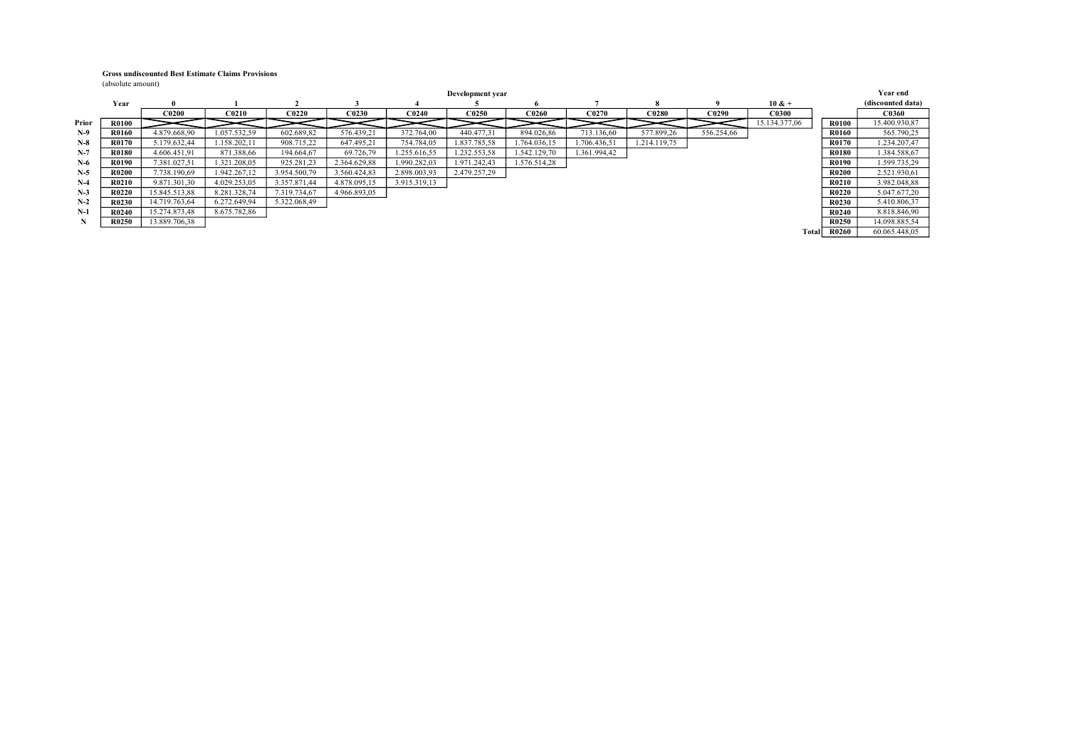**Gross undiscounted Best Estimate Claims Provisions**

(absolute amount)

| | Year | Development year 0 | 1 | 2 | 3 | 4 | 5 | 6 | 7 | 8 | 9 | 10 & + | | Year end (discounted data) |
|---|---|---|---|---|---|---|---|---|---|---|---|---|---|---|
| | | C0200 | C0210 | C0220 | C0230 | C0240 | C0250 | C0260 | C0270 | C0280 | C0290 | C0300 | | C0360 |
| Prior | R0100 | | | | | | | | | | | 15.134.377,06 | R0100 | 15.400.930,87 |
| N-9 | R0160 | 4.879.668,90 | 1.057.532,59 | 602.689,82 | 576.439,21 | 372.764,00 | 440.477,31 | 894.026,86 | 713.136,60 | 577.899,26 | 556.254,66 | | R0160 | 565.790,25 |
| N-8 | R0170 | 5.179.632,44 | 1.158.202,11 | 908.715,22 | 647.495,21 | 754.784,05 | 1.837.785,58 | 1.764.036,15 | 1.706.436,51 | 1.214.119,75 | | | R0170 | 1.234.207,47 |
| N-7 | R0180 | 4.606.451,91 | 871.388,66 | 194.664,67 | 69.726,79 | 1.255.616,55 | 1.232.553,58 | 1.542.129,70 | 1.361.994,42 | | | | R0180 | 1.384.588,67 |
| N-6 | R0190 | 7.381.027,51 | 1.321.208,05 | 925.281,23 | 2.364.629,88 | 1.990.282,03 | 1.971.242,43 | 1.576.514,28 | | | | | R0190 | 1.599.735,29 |
| N-5 | R0200 | 7.738.190,69 | 1.942.267,12 | 3.954.500,79 | 3.560.424,83 | 2.898.003,93 | 2.479.257,29 | | | | | | R0200 | 2.521.930,61 |
| N-4 | R0210 | 9.871.301,30 | 4.029.253,05 | 3.357.871,44 | 4.878.095,15 | 3.915.319,13 | | | | | | | R0210 | 3.982.048,88 |
| N-3 | R0220 | 15.845.513,88 | 8.281.328,74 | 7.319.734,67 | 4.966.893,05 | | | | | | | | R0220 | 5.047.677,20 |
| N-2 | R0230 | 14.719.763,64 | 6.272.649,94 | 5.322.068,49 | | | | | | | | | R0230 | 5.410.806,37 |
| N-1 | R0240 | 15.274.873,48 | 8.675.782,86 | | | | | | | | | | R0240 | 8.818.846,90 |
| N | R0250 | 13.889.706,38 | | | | | | | | | | | R0250 | 14.098.885,54 |
| | | | | | | | | | | | | Total | R0260 | 60.065.448,05 |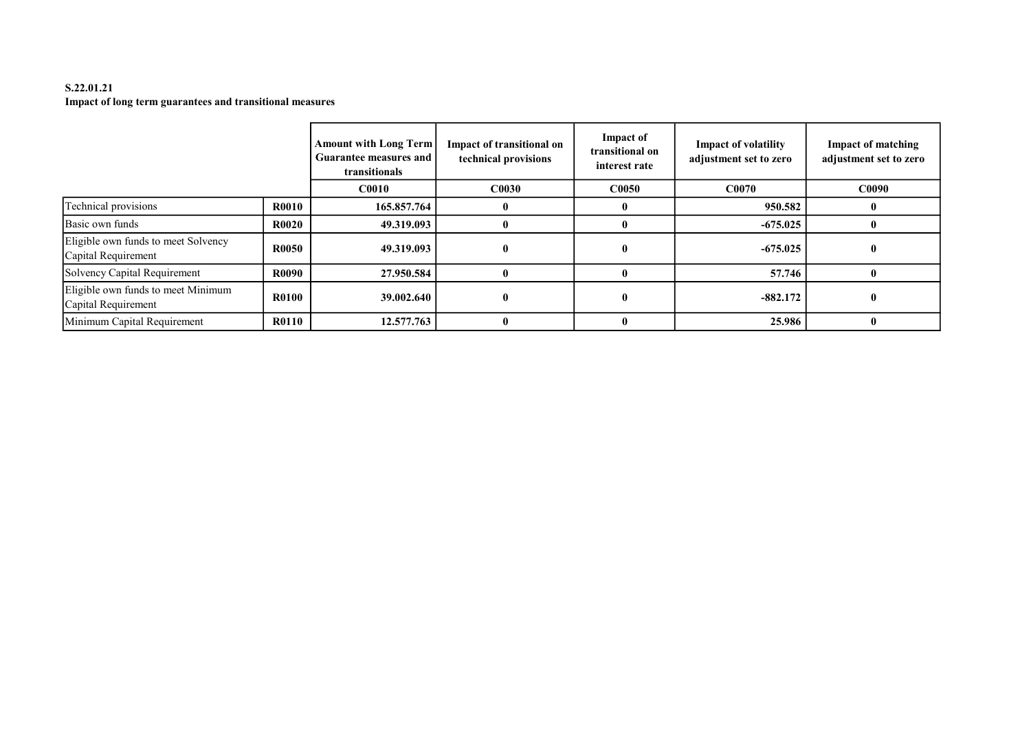**S.22.01.21**
**Impact of long term guarantees and transitional measures**

| | | Amount with Long Term Guarantee measures and transitionals | Impact of transitional on technical provisions | Impact of transitional on interest rate | Impact of volatility adjustment set to zero | Impact of matching adjustment set to zero |
|---|---|---|---|---|---|---|
| | | C0010 | C0030 | C0050 | C0070 | C0090 |
| Technical provisions | R0010 | 165.857.764 | 0 | 0 | 950.582 | 0 |
| Basic own funds | R0020 | 49.319.093 | 0 | 0 | -675.025 | 0 |
| Eligible own funds to meet Solvency Capital Requirement | R0050 | 49.319.093 | 0 | 0 | -675.025 | 0 |
| Solvency Capital Requirement | R0090 | 27.950.584 | 0 | 0 | 57.746 | 0 |
| Eligible own funds to meet Minimum Capital Requirement | R0100 | 39.002.640 | 0 | 0 | -882.172 | 0 |
| Minimum Capital Requirement | R0110 | 12.577.763 | 0 | 0 | 25.986 | 0 |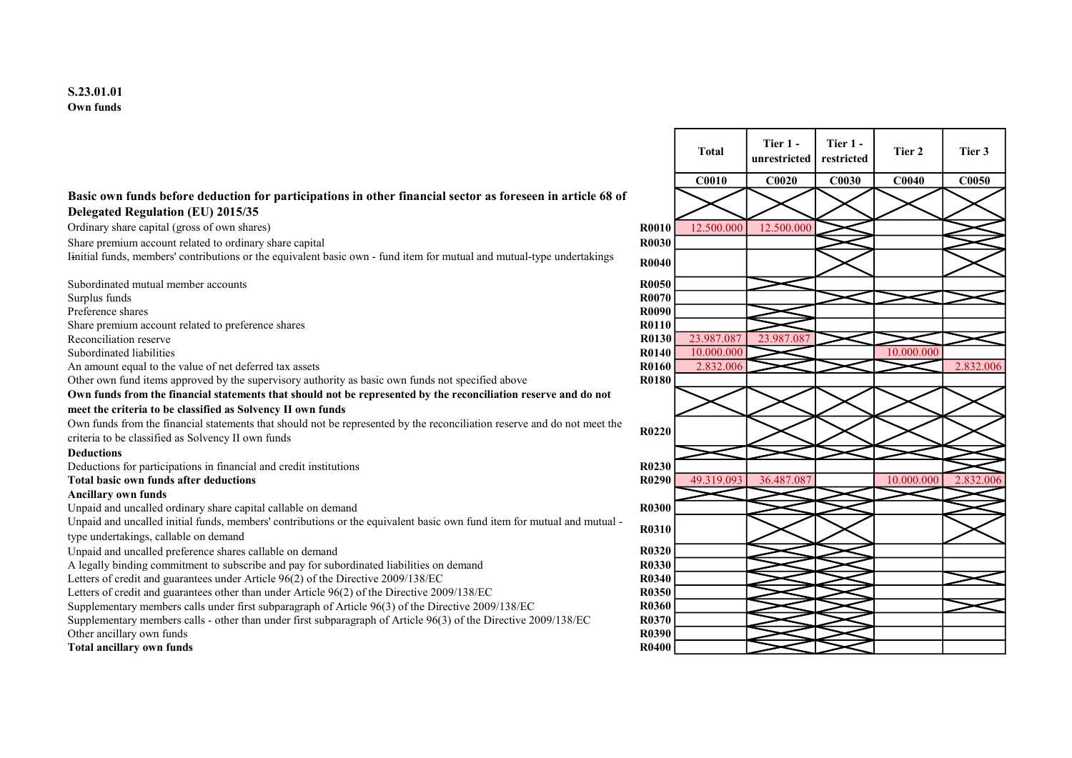**S.23.01.01**
**Own funds**

| | | Total | Tier 1 - unrestricted | Tier 1 - restricted | Tier 2 | Tier 3 |
|---|---|---|---|---|---|---|
| | | C0010 | C0020 | C0030 | C0040 | C0050 |
| **Basic own funds before deduction for participations in other financial sector as foreseen in article 68 of Delegated Regulation (EU) 2015/35** | | | | | | |
| Ordinary share capital (gross of own shares) | R0010 | 12.500.000 | 12.500.000 | | | |
| Share premium account related to ordinary share capital | R0030 | | | | | |
| Iinitial funds, members' contributions or the equivalent basic own - fund item for mutual and mutual-type undertakings | R0040 | | | | | |
| Subordinated mutual member accounts | R0050 | | | | | |
| Surplus funds | R0070 | | | | | |
| Preference shares | R0090 | | | | | |
| Share premium account related to preference shares | R0110 | | | | | |
| Reconciliation reserve | R0130 | 23.987.087 | 23.987.087 | | | |
| Subordinated liabilities | R0140 | 10.000.000 | | | 10.000.000 | |
| An amount equal to the value of net deferred tax assets | R0160 | 2.832.006 | | | | 2.832.006 |
| Other own fund items approved by the supervisory authority as basic own funds not specified above | R0180 | | | | | |
| **Own funds from the financial statements that should not be represented by the reconciliation reserve and do not meet the criteria to be classified as Solvency II own funds** | | | | | | |
| Own funds from the financial statements that should not be represented by the reconciliation reserve and do not meet the criteria to be classified as Solvency II own funds | R0220 | | | | | |
| **Deductions** | | | | | | |
| Deductions for participations in financial and credit institutions | R0230 | | | | | |
| **Total basic own funds after deductions** | R0290 | 49.319.093 | 36.487.087 | | 10.000.000 | 2.832.006 |
| **Ancillary own funds** | | | | | | |
| Unpaid and uncalled ordinary share capital callable on demand | R0300 | | | | | |
| Unpaid and uncalled initial funds, members' contributions or the equivalent basic own fund item for mutual and mutual - type undertakings, callable on demand | R0310 | | | | | |
| Unpaid and uncalled preference shares callable on demand | R0320 | | | | | |
| A legally binding commitment to subscribe and pay for subordinated liabilities on demand | R0330 | | | | | |
| Letters of credit and guarantees under Article 96(2) of the Directive 2009/138/EC | R0340 | | | | | |
| Letters of credit and guarantees other than under Article 96(2) of the Directive 2009/138/EC | R0350 | | | | | |
| Supplementary members calls under first subparagraph of Article 96(3) of the Directive 2009/138/EC | R0360 | | | | | |
| Supplementary members calls - other than under first subparagraph of Article 96(3) of the Directive 2009/138/EC | R0370 | | | | | |
| Other ancillary own funds | R0390 | | | | | |
| **Total ancillary own funds** | R0400 | | | | | |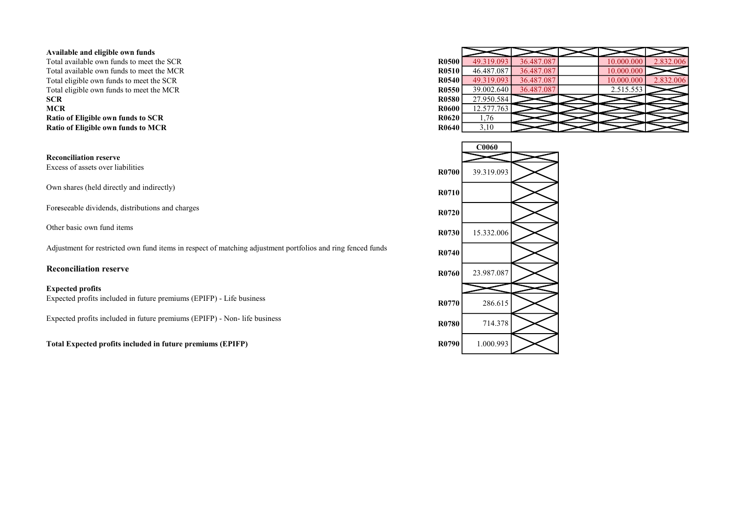| Available and eligible own funds | | | | | | |
|---|---|---|---|---|---|---|
| Total available own funds to meet the SCR | R0500 | 49.319.093 | 36.487.087 | | 10.000.000 | 2.832.006 |
| Total available own funds to meet the MCR | R0510 | 46.487.087 | 36.487.087 | | 10.000.000 | |
| Total eligible own funds to meet the SCR | R0540 | 49.319.093 | 36.487.087 | | 10.000.000 | 2.832.006 |
| Total eligible own funds to meet the MCR | R0550 | 39.002.640 | 36.487.087 | | 2.515.553 | |
| **SCR** | R0580 | 27.950.584 | | | | |
| **MCR** | R0600 | 12.577.763 | | | | |
| **Ratio of Eligible own funds to SCR** | R0620 | 1,76 | | | | |
| **Ratio of Eligible own funds to MCR** | R0640 | 3,10 | | | | |

| | | C0060 | |
|---|---|---|---|
| **Reconciliation reserve** | | | |
| Excess of assets over liabilities | R0700 | 39.319.093 | |
| Own shares (held directly and indirectly) | R0710 | | |
| Foreseeable dividends, distributions and charges | R0720 | | |
| Other basic own fund items | R0730 | 15.332.006 | |
| Adjustment for restricted own fund items in respect of matching adjustment portfolios and ring fenced funds | R0740 | | |
| **Reconciliation reserve** | R0760 | 23.987.087 | |
| **Expected profits** | | | |
| Expected profits included in future premiums (EPIFP) - Life business | R0770 | 286.615 | |
| Expected profits included in future premiums (EPIFP) - Non- life business | R0780 | 714.378 | |
| **Total Expected profits included in future premiums (EPIFP)** | R0790 | 1.000.993 | |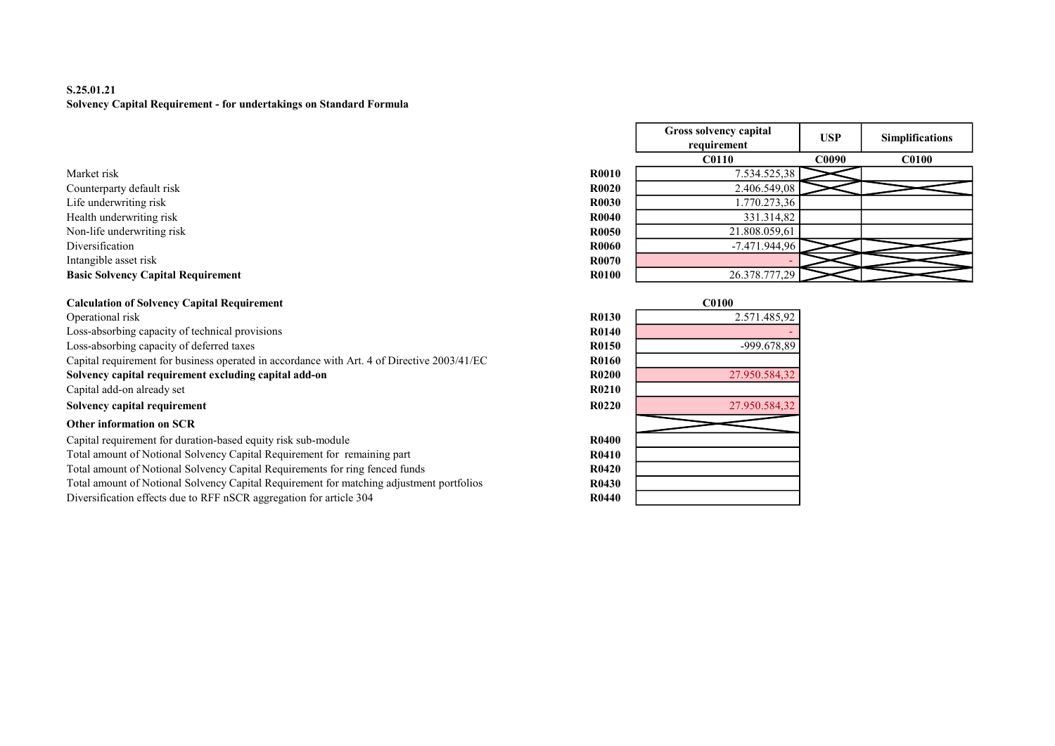**S.25.01.21**
**Solvency Capital Requirement - for undertakings on Standard Formula**

| | | Gross solvency capital requirement | USP | Simplifications |
|---|---|---|---|---|
| | | C0110 | C0090 | C0100 |
| Market risk | R0010 | 7.534.525,38 | | |
| Counterparty default risk | R0020 | 2.406.549,08 | | |
| Life underwriting risk | R0030 | 1.770.273,36 | | |
| Health underwriting risk | R0040 | 331.314,82 | | |
| Non-life underwriting risk | R0050 | 21.808.059,61 | | |
| Diversification | R0060 | -7.471.944,96 | | |
| Intangible asset risk | R0070 | - | | |
| **Basic Solvency Capital Requirement** | **R0100** | 26.378.777,29 | | |

| **Calculation of Solvency Capital Requirement** | | C0100 |
|---|---|---|
| Operational risk | R0130 | 2.571.485,92 |
| Loss-absorbing capacity of technical provisions | R0140 | - |
| Loss-absorbing capacity of deferred taxes | R0150 | -999.678,89 |
| Capital requirement for business operated in accordance with Art. 4 of Directive 2003/41/EC | R0160 | |
| **Solvency capital requirement excluding capital add-on** | **R0200** | 27.950.584,32 |
| Capital add-on already set | R0210 | |
| **Solvency capital requirement** | **R0220** | 27.950.584,32 |
| **Other information on SCR** | | |
| Capital requirement for duration-based equity risk sub-module | R0400 | |
| Total amount of Notional Solvency Capital Requirement for remaining part | R0410 | |
| Total amount of Notional Solvency Capital Requirements for ring fenced funds | R0420 | |
| Total amount of Notional Solvency Capital Requirement for matching adjustment portfolios | R0430 | |
| Diversification effects due to RFF nSCR aggregation for article 304 | R0440 | |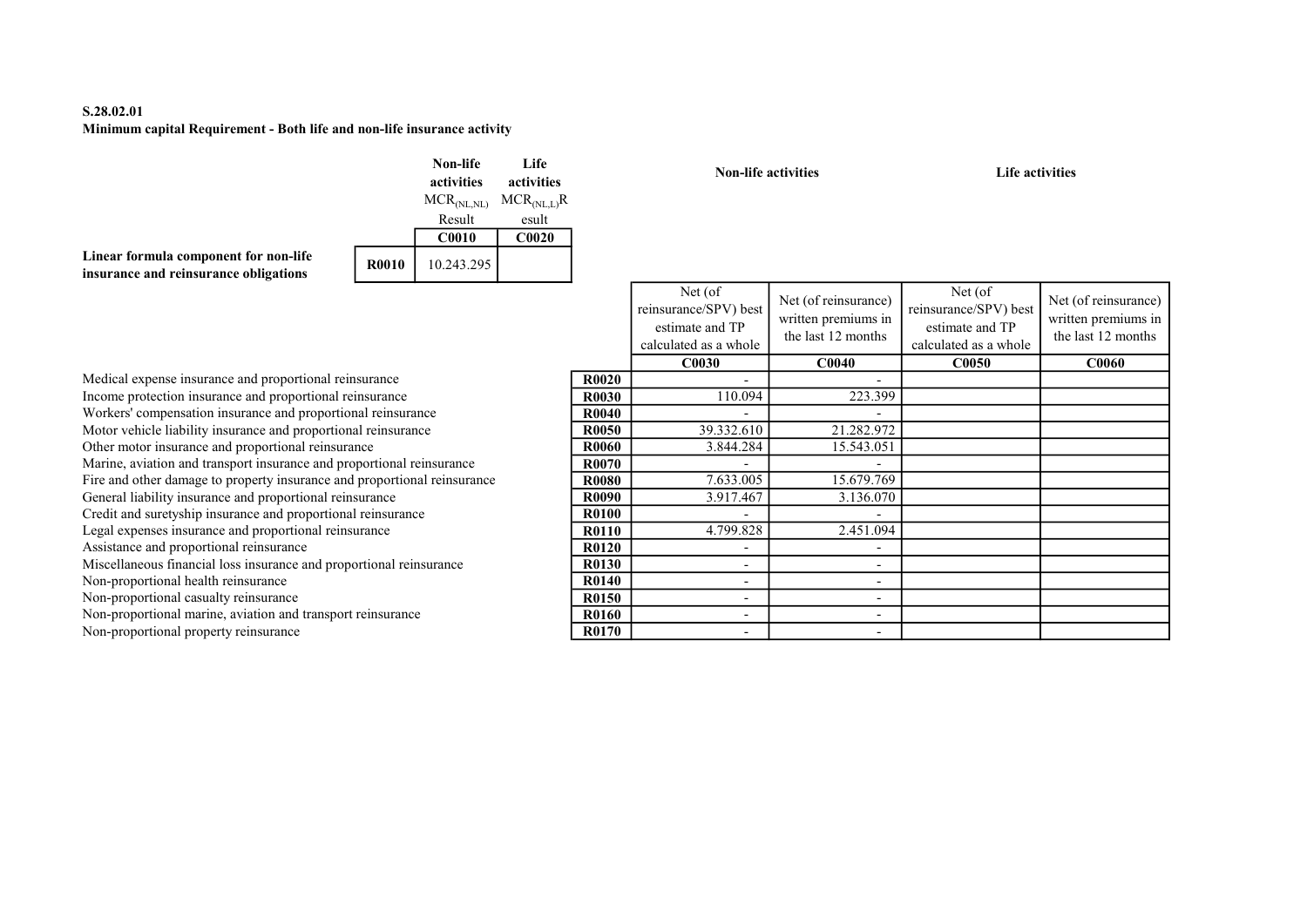**S.28.02.01**

**Minimum capital Requirement - Both life and non-life insurance activity**

| | | Non-life activities $MCR_{(NL,NL)}$ Result | Life activities $MCR_{(NL,L)}$ Result |
|---|---|---|---|
| | | **C0010** | **C0020** |
| **Linear formula component for non-life insurance and reinsurance obligations** | **R0010** | 10.243.295 | |

| | | Non-life activities | | Life activities | |
|---|---|---|---|---|---|
| | | Net (of reinsurance/SPV) best estimate and TP calculated as a whole | Net (of reinsurance) written premiums in the last 12 months | Net (of reinsurance/SPV) best estimate and TP calculated as a whole | Net (of reinsurance) written premiums in the last 12 months |
| | | **C0030** | **C0040** | **C0050** | **C0060** |
| Medical expense insurance and proportional reinsurance | **R0020** | - | - | | |
| Income protection insurance and proportional reinsurance | **R0030** | 110.094 | 223.399 | | |
| Workers' compensation insurance and proportional reinsurance | **R0040** | - | - | | |
| Motor vehicle liability insurance and proportional reinsurance | **R0050** | 39.332.610 | 21.282.972 | | |
| Other motor insurance and proportional reinsurance | **R0060** | 3.844.284 | 15.543.051 | | |
| Marine, aviation and transport insurance and proportional reinsurance | **R0070** | - | - | | |
| Fire and other damage to property insurance and proportional reinsurance | **R0080** | 7.633.005 | 15.679.769 | | |
| General liability insurance and proportional reinsurance | **R0090** | 3.917.467 | 3.136.070 | | |
| Credit and suretyship insurance and proportional reinsurance | **R0100** | - | - | | |
| Legal expenses insurance and proportional reinsurance | **R0110** | 4.799.828 | 2.451.094 | | |
| Assistance and proportional reinsurance | **R0120** | - | - | | |
| Miscellaneous financial loss insurance and proportional reinsurance | **R0130** | - | - | | |
| Non-proportional health reinsurance | **R0140** | - | - | | |
| Non-proportional casualty reinsurance | **R0150** | - | - | | |
| Non-proportional marine, aviation and transport reinsurance | **R0160** | - | - | | |
| Non-proportional property reinsurance | **R0170** | - | - | | |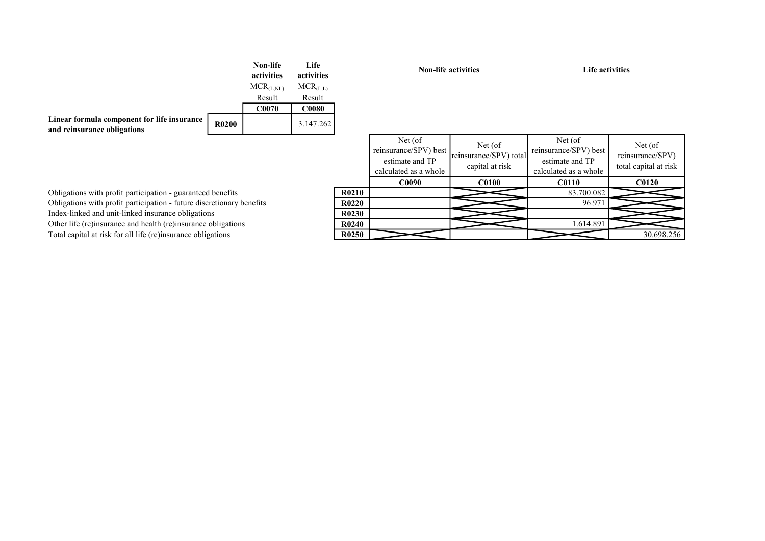| | | Non-life activities | Life activities |
|---|---|---|---|
| | | $MCR_{(L,NL)}$ Result | $MCR_{(L,L)}$ Result |
| | | C0070 | C0080 |
| **Linear formula component for life insurance and reinsurance obligations** | R0200 | | 3.147.262 |

| | | Non-life activities | | Life activities | |
|---|---|---|---|---|---|
| | | Net (of reinsurance/SPV) best estimate and TP calculated as a whole | Net (of reinsurance/SPV) total capital at risk | Net (of reinsurance/SPV) best estimate and TP calculated as a whole | Net (of reinsurance/SPV) total capital at risk |
| | | C0090 | C0100 | C0110 | C0120 |
| Obligations with profit participation - guaranteed benefits | R0210 | | | 83.700.082 | |
| Obligations with profit participation - future discretionary benefits | R0220 | | | 96.971 | |
| Index-linked and unit-linked insurance obligations | R0230 | | | | |
| Other life (re)insurance and health (re)insurance obligations | R0240 | | | 1.614.891 | |
| Total capital at risk for all life (re)insurance obligations | R0250 | | | | 30.698.256 |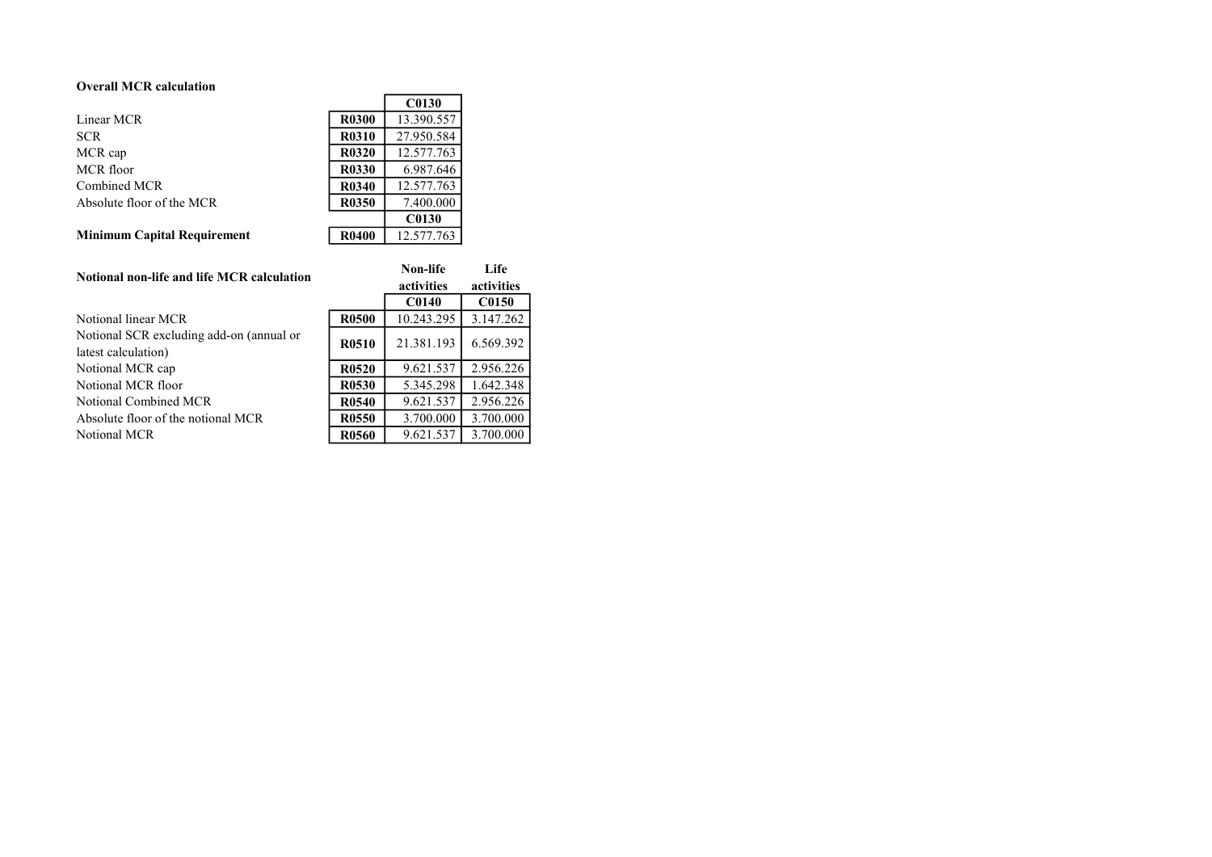**Overall MCR calculation**

| | | C0130 |
|---|---|---|
| Linear MCR | R0300 | 13.390.557 |
| SCR | R0310 | 27.950.584 |
| MCR cap | R0320 | 12.577.763 |
| MCR floor | R0330 | 6.987.646 |
| Combined MCR | R0340 | 12.577.763 |
| Absolute floor of the MCR | R0350 | 7.400.000 |
| | | C0130 |
| **Minimum Capital Requirement** | R0400 | 12.577.763 |

**Notional non-life and life MCR calculation**

| | | Non-life activities | Life activities |
|---|---|---|---|
| | | C0140 | C0150 |
| Notional linear MCR | R0500 | 10.243.295 | 3.147.262 |
| Notional SCR excluding add-on (annual or latest calculation) | R0510 | 21.381.193 | 6.569.392 |
| Notional MCR cap | R0520 | 9.621.537 | 2.956.226 |
| Notional MCR floor | R0530 | 5.345.298 | 1.642.348 |
| Notional Combined MCR | R0540 | 9.621.537 | 2.956.226 |
| Absolute floor of the notional MCR | R0550 | 3.700.000 | 3.700.000 |
| Notional MCR | R0560 | 9.621.537 | 3.700.000 |